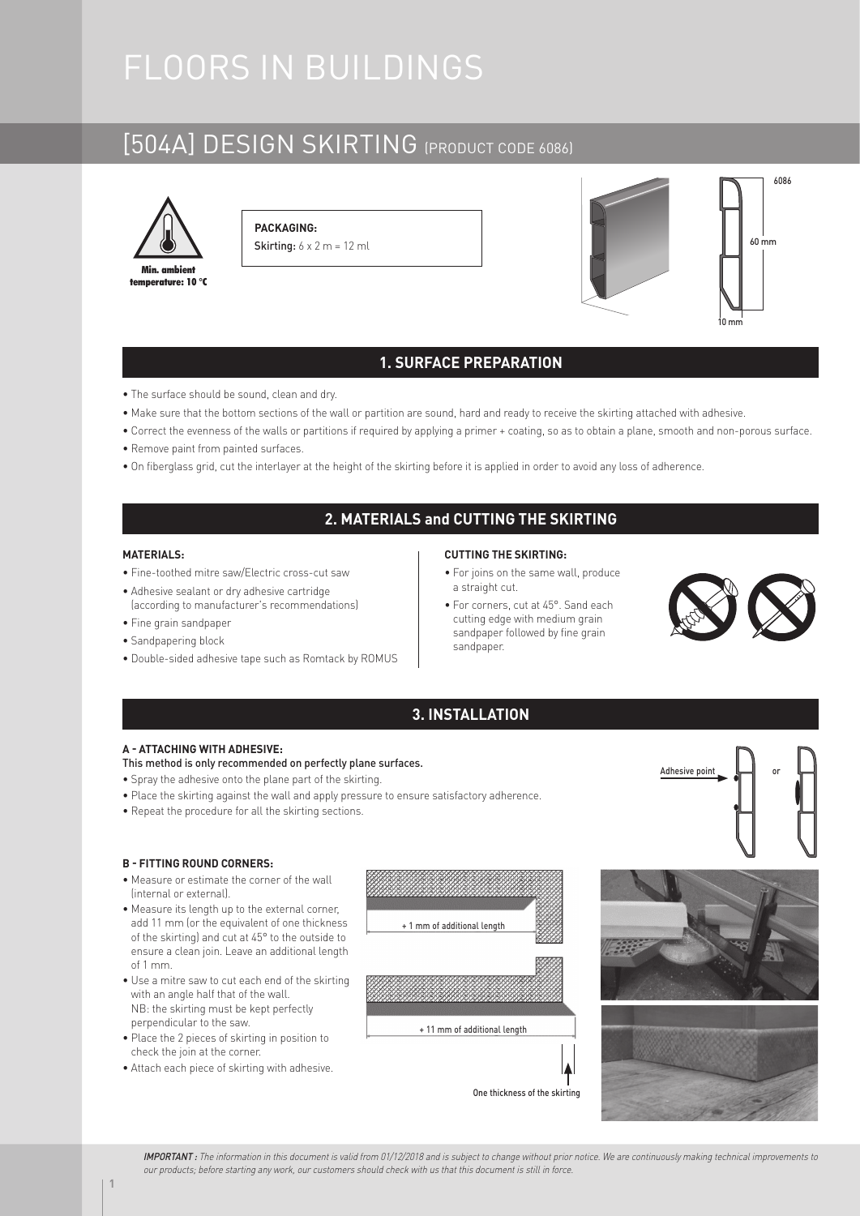# FLOORS IN BUILDINGS

## [504A] DESIGN SKIRTING (PRODUCT CODE 6086)

**Min. ambient temperature: 10 °C**

**PACKAGING:**
Skirting: 6 x 2 m = 12 ml

6086

60 mm

10 mm

## 1. SURFACE PREPARATION

- The surface should be sound, clean and dry.
- Make sure that the bottom sections of the wall or partition are sound, hard and ready to receive the skirting attached with adhesive.
- Correct the evenness of the walls or partitions if required by applying a primer + coating, so as to obtain a plane, smooth and non-porous surface.
- Remove paint from painted surfaces.
- On fiberglass grid, cut the interlayer at the height of the skirting before it is applied in order to avoid any loss of adherence.

## 2. MATERIALS and CUTTING THE SKIRTING

**MATERIALS:**

- Fine-toothed mitre saw/Electric cross-cut saw
- Adhesive sealant or dry adhesive cartridge (according to manufacturer's recommendations)
- Fine grain sandpaper
- Sandpapering block
- Double-sided adhesive tape such as Romtack by ROMUS

**CUTTING THE SKIRTING:**

- For joins on the same wall, produce a straight cut.
- For corners, cut at 45°. Sand each cutting edge with medium grain sandpaper followed by fine grain sandpaper.

## 3. INSTALLATION

**A - ATTACHING WITH ADHESIVE:**

This method is only recommended on perfectly plane surfaces.

- Spray the adhesive onto the plane part of the skirting.
- Place the skirting against the wall and apply pressure to ensure satisfactory adherence.
- Repeat the procedure for all the skirting sections.

Adhesive point or

**B - FITTING ROUND CORNERS:**

- Measure or estimate the corner of the wall (internal or external).
- Measure its length up to the external corner, add 11 mm (or the equivalent of one thickness of the skirting) and cut at 45° to the outside to ensure a clean join. Leave an additional length of 1 mm.
- Use a mitre saw to cut each end of the skirting with an angle half that of the wall.
  NB: the skirting must be kept perfectly perpendicular to the saw.
- Place the 2 pieces of skirting in position to check the join at the corner.
- Attach each piece of skirting with adhesive.

+ 1 mm of additional length

+ 11 mm of additional length

One thickness of the skirting

*IMPORTANT : The information in this document is valid from 01/12/2018 and is subject to change without prior notice. We are continuously making technical improvements to our products; before starting any work, our customers should check with us that this document is still in force.*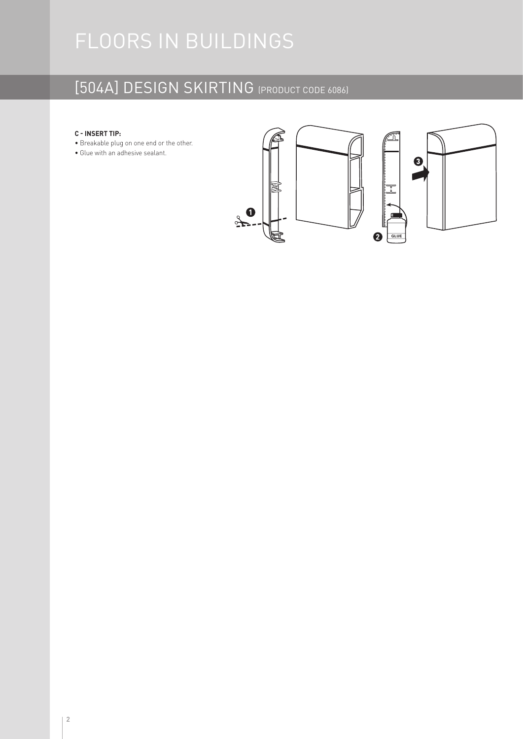# FLOORS IN BUILDINGS

## [504A] DESIGN SKIRTING (PRODUCT CODE 6086)

**C - INSERT TIP:**

- Breakable plug on one end or the other.
- Glue with an adhesive sealant.